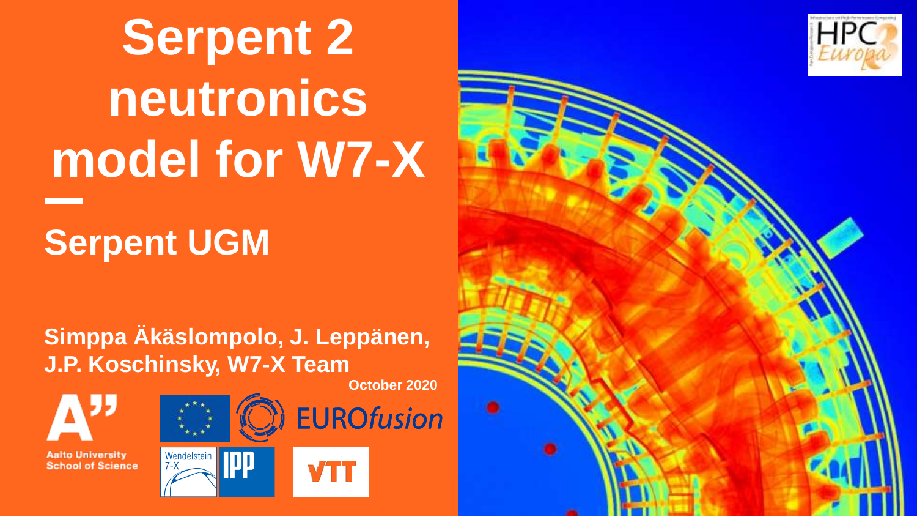# Serpent 2 neutronics model for W7-X

## Serpent UGM

**Simppa Äkäslompolo, J. Leppänen, J.P. Koschinsky, W7-X Team**

**October 2020**

Aalto University School of Science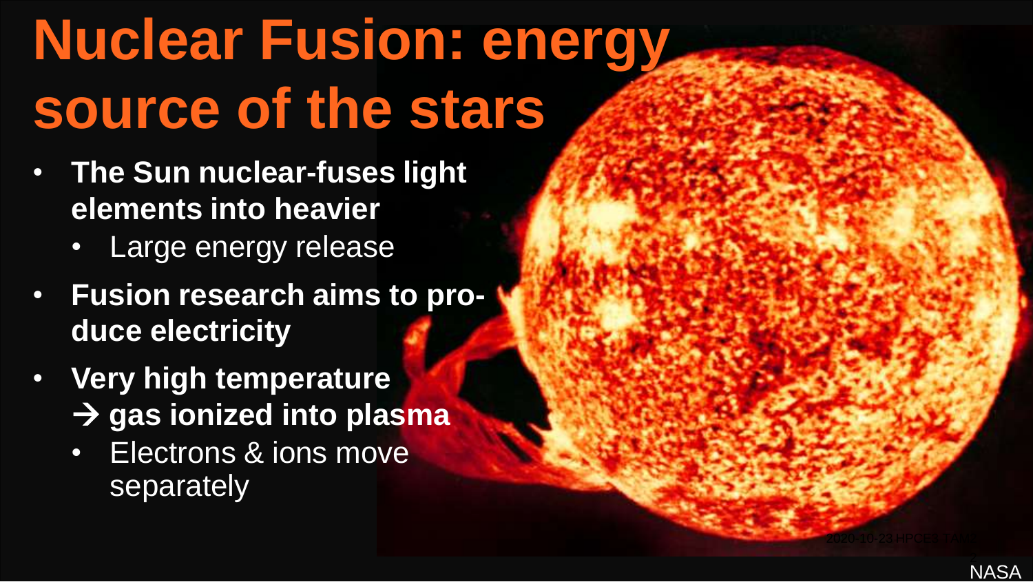# Nuclear Fusion: energy source of the stars

- **The Sun nuclear-fuses light elements into heavier**
  - Large energy release
- **Fusion research aims to produce electricity**
- **Very high temperature → gas ionized into plasma**
  - Electrons & ions move separately

NASA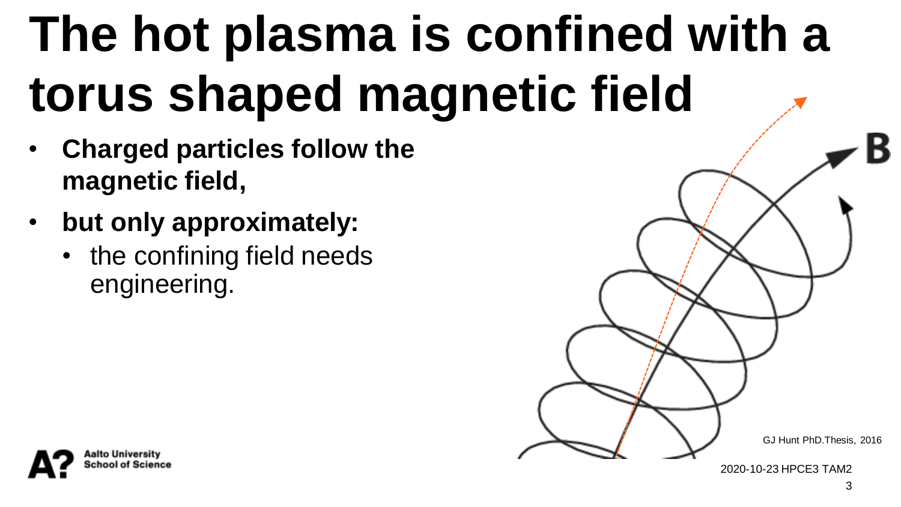# The hot plasma is confined with a torus shaped magnetic field

- **Charged particles follow the magnetic field,**
- **but only approximately:**
  - the confining field needs engineering.

GJ Hunt PhD.Thesis, 2016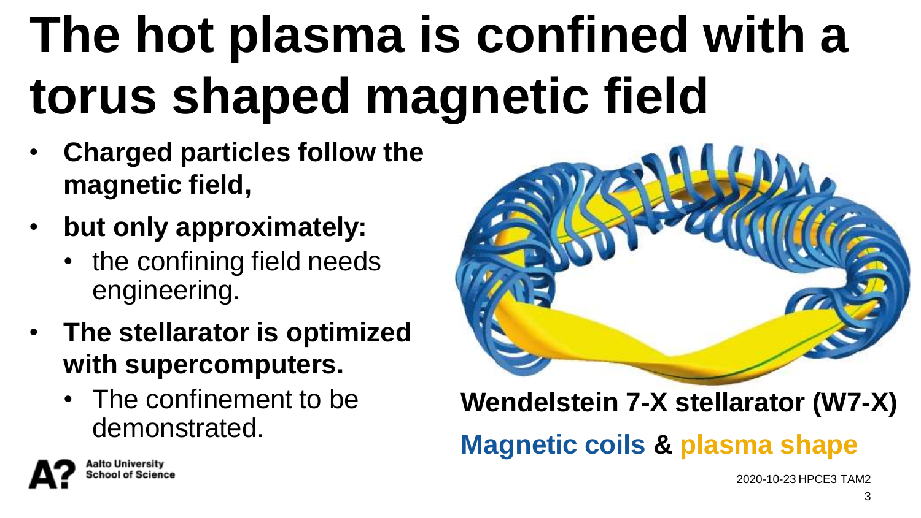# The hot plasma is confined with a torus shaped magnetic field

- **Charged particles follow the magnetic field,**
- **but only approximately:**
  - the confining field needs engineering.
- **The stellarator is optimized with supercomputers.**
  - The confinement to be demonstrated.

**Wendelstein 7-X stellarator (W7-X)**

**Magnetic coils & plasma shape**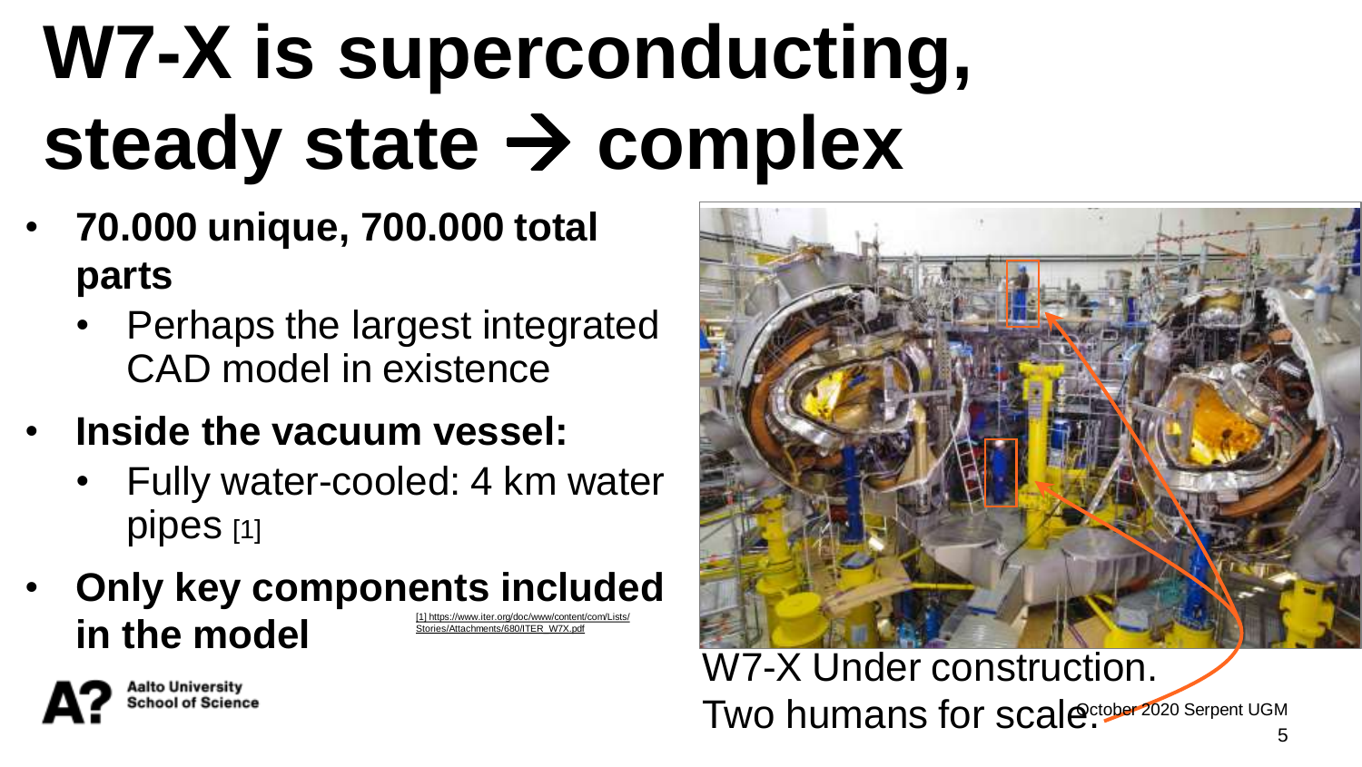# W7-X is superconducting, steady state → complex

- **70.000 unique, 700.000 total parts**
  - Perhaps the largest integrated CAD model in existence
- **Inside the vacuum vessel:**
  - Fully water-cooled: 4 km water pipes [1]
- **Only key components included in the model**

[1] https://www.iter.org/doc/www/content/com/Lists/Stories/Attachments/680/ITER_W7X.pdf

W7-X Under construction. Two humans for scale.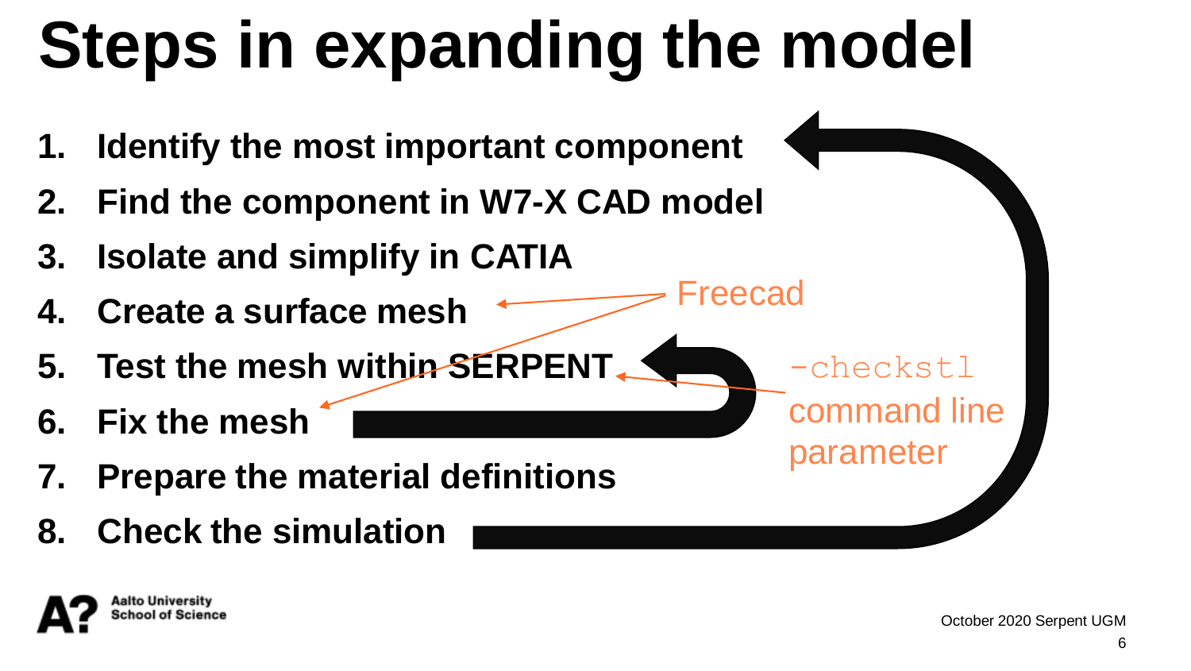# Steps in expanding the model

1. **Identify the most important component**
2. **Find the component in W7-X CAD model**
3. **Isolate and simplify in CATIA**
4. **Create a surface mesh**
5. **Test the mesh within SERPENT**
6. **Fix the mesh**
7. **Prepare the material definitions**
8. **Check the simulation**

Freecad

`-checkstl` command line parameter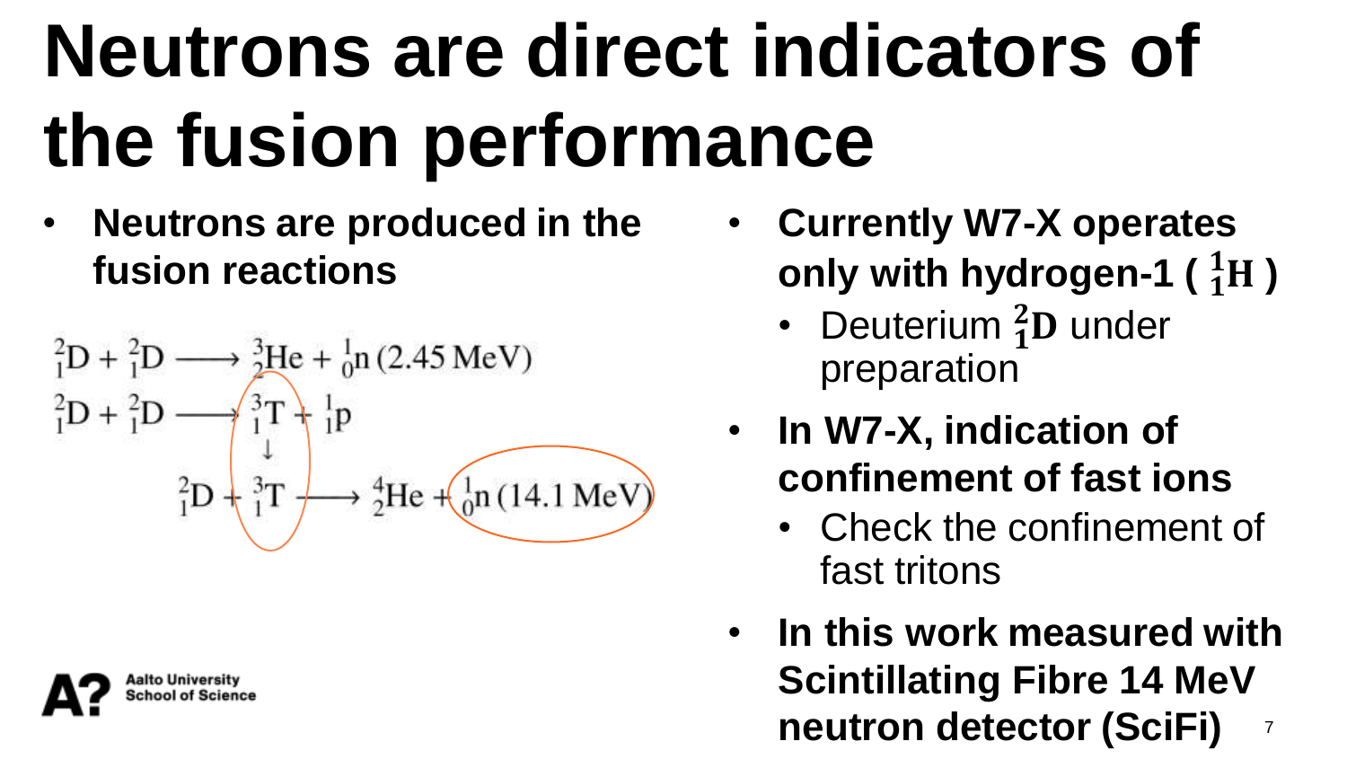# Neutrons are direct indicators of the fusion performance

- **Neutrons are produced in the fusion reactions**

$$^{2}_{1}\mathrm{D} + ^{2}_{1}\mathrm{D} \longrightarrow ^{3}_{2}\mathrm{He} + ^{1}_{0}\mathrm{n}\,(2.45\,\mathrm{MeV})$$

$$^{2}_{1}\mathrm{D} + ^{2}_{1}\mathrm{D} \longrightarrow ^{3}_{1}\mathrm{T} + ^{1}_{1}\mathrm{p}$$

$$\downarrow$$

$$^{2}_{1}\mathrm{D} + ^{3}_{1}\mathrm{T} \longrightarrow ^{4}_{2}\mathrm{He} + ^{1}_{0}\mathrm{n}\,(14.1\,\mathrm{MeV})$$

- **Currently W7-X operates only with hydrogen-1 ( $^{1}_{1}\mathrm{H}$ )**
  - Deuterium $^{2}_{1}\mathrm{D}$ under preparation
- **In W7-X, indication of confinement of fast ions**
  - Check the confinement of fast tritons
- **In this work measured with Scintillating Fibre 14 MeV neutron detector (SciFi)**

Aalto University School of Science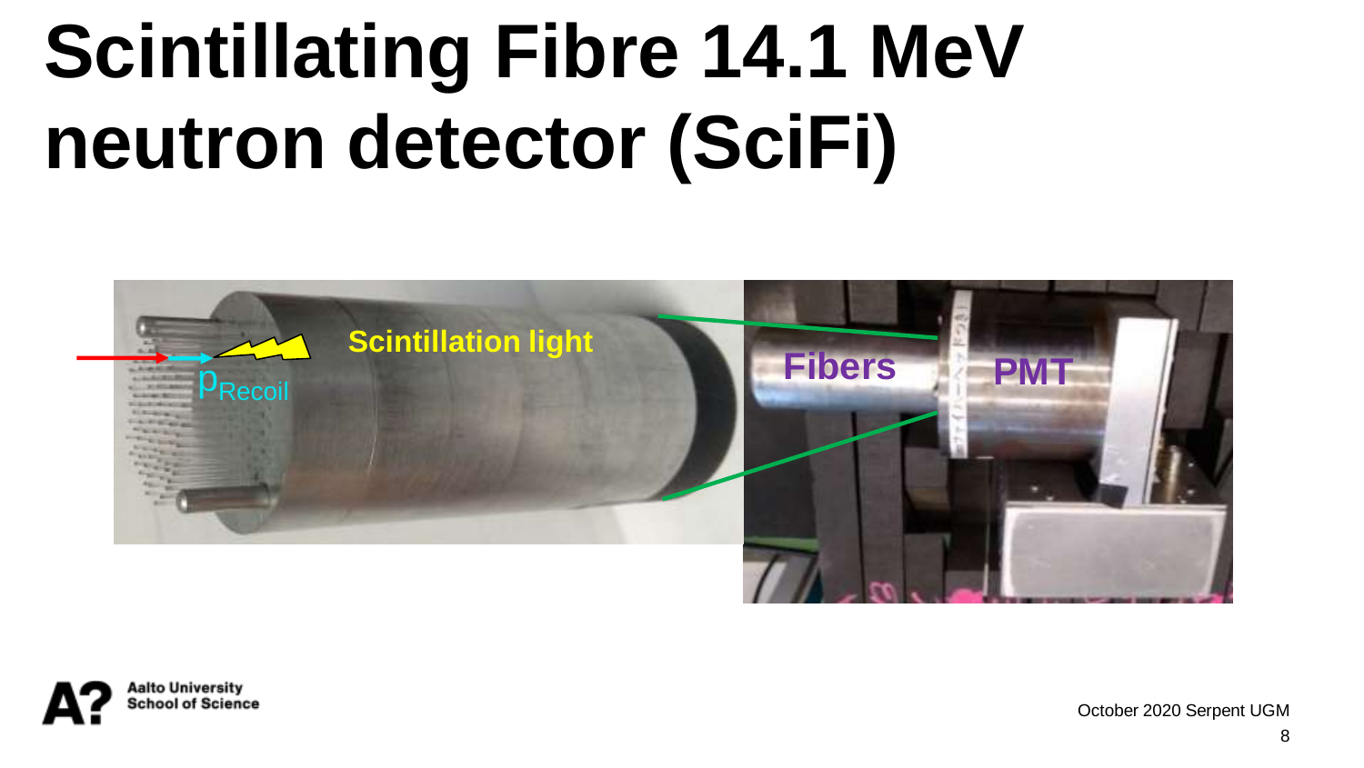# Scintillating Fibre 14.1 MeV neutron detector (SciFi)

Scintillation light

$p_{Recoil}$

Fibers

PMT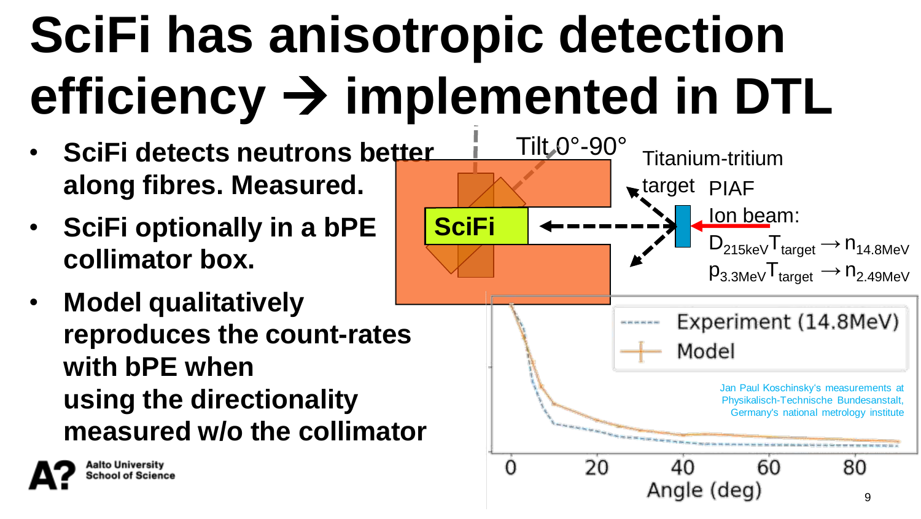# SciFi has anisotropic detection efficiency → implemented in DTL

- **SciFi detects neutrons better along fibres. Measured.**
- **SciFi optionally in a bPE collimator box.**
- **Model qualitatively reproduces the count-rates with bPE when using the directionality measured w/o the collimator**

Tilt 0°-90°

SciFi

Titanium-tritium target

PIAF Ion beam:

$D_{215keV}T_{target} \rightarrow n_{14.8MeV}$

$p_{3.3MeV}T_{target} \rightarrow n_{2.49MeV}$

Experiment (14.8MeV)

Model

Jan Paul Koschinsky's measurements at Physikalisch-Technische Bundesanstalt, Germany's national metrology institute

Angle (deg)

Aalto University School of Science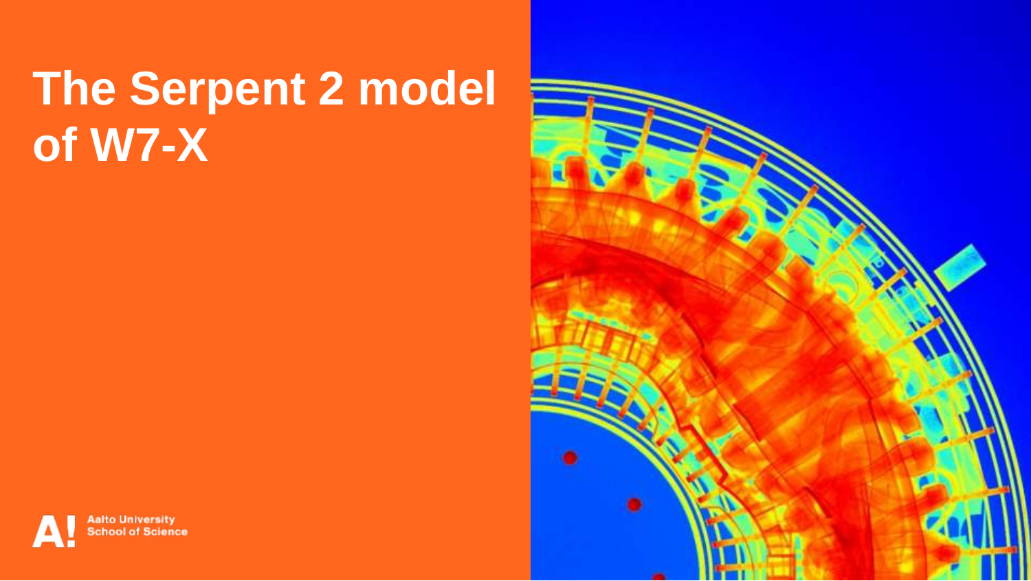# The Serpent 2 model of W7-X

Aalto University
School of Science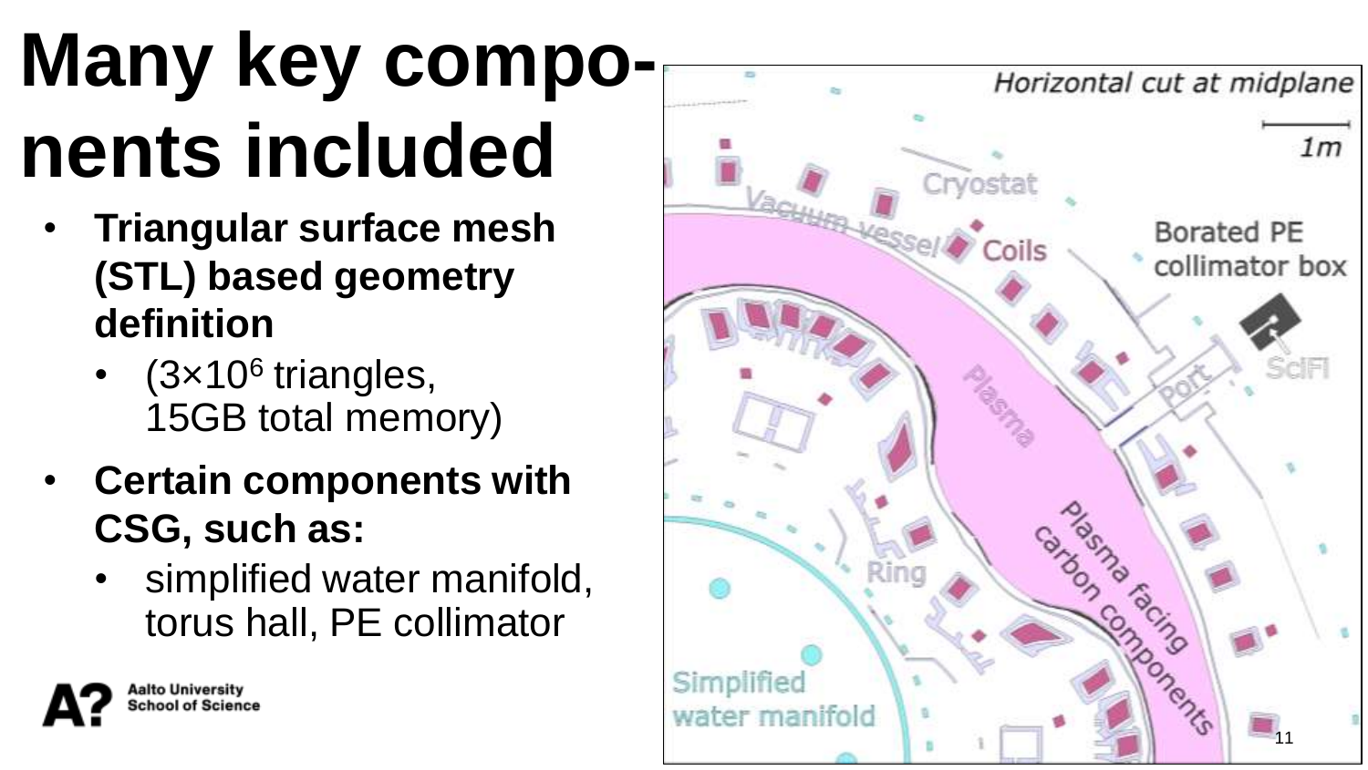# Many key components included

- **Triangular surface mesh (STL) based geometry definition**
  - ($3 \times 10^6$ triangles, 15GB total memory)
- **Certain components with CSG, such as:**
  - simplified water manifold, torus hall, PE collimator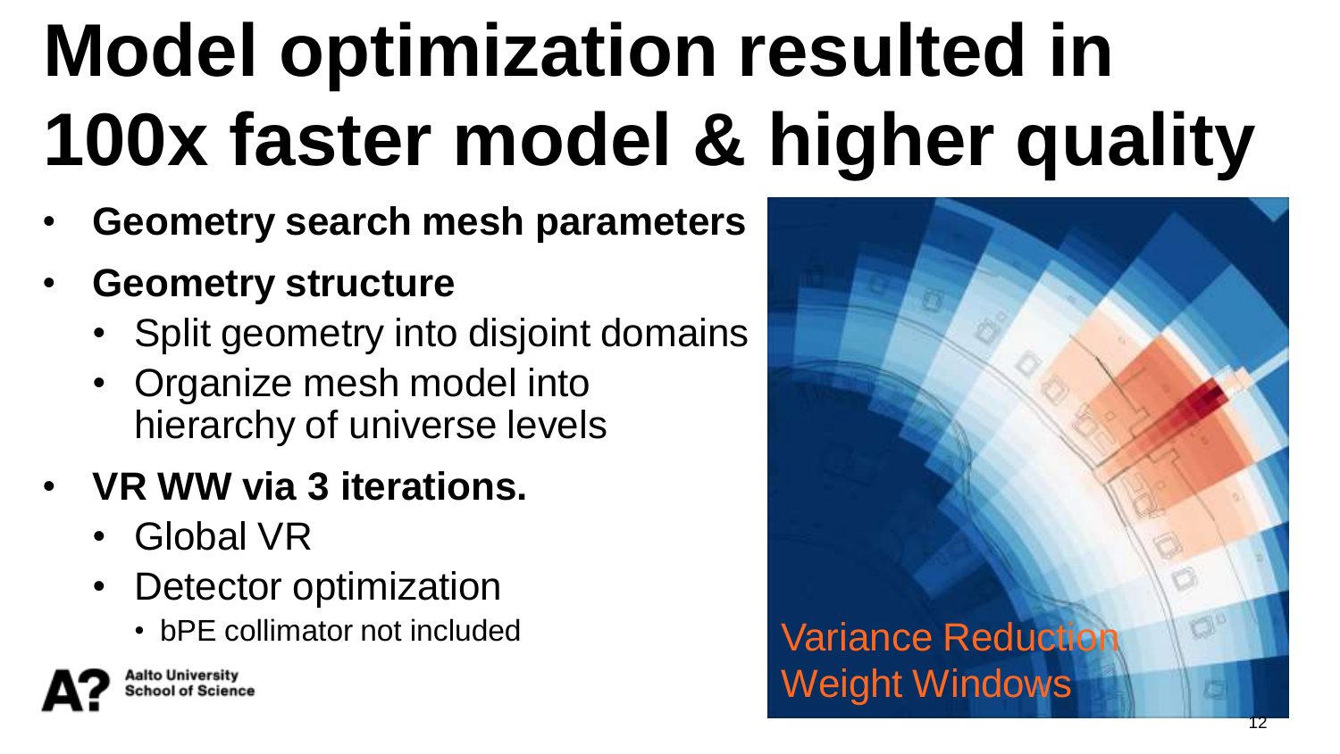# Model optimization resulted in 100x faster model & higher quality

- **Geometry search mesh parameters**
- **Geometry structure**
  - Split geometry into disjoint domains
  - Organize mesh model into hierarchy of universe levels
- **VR WW via 3 iterations.**
  - Global VR
  - Detector optimization
    - bPE collimator not included

Variance Reduction Weight Windows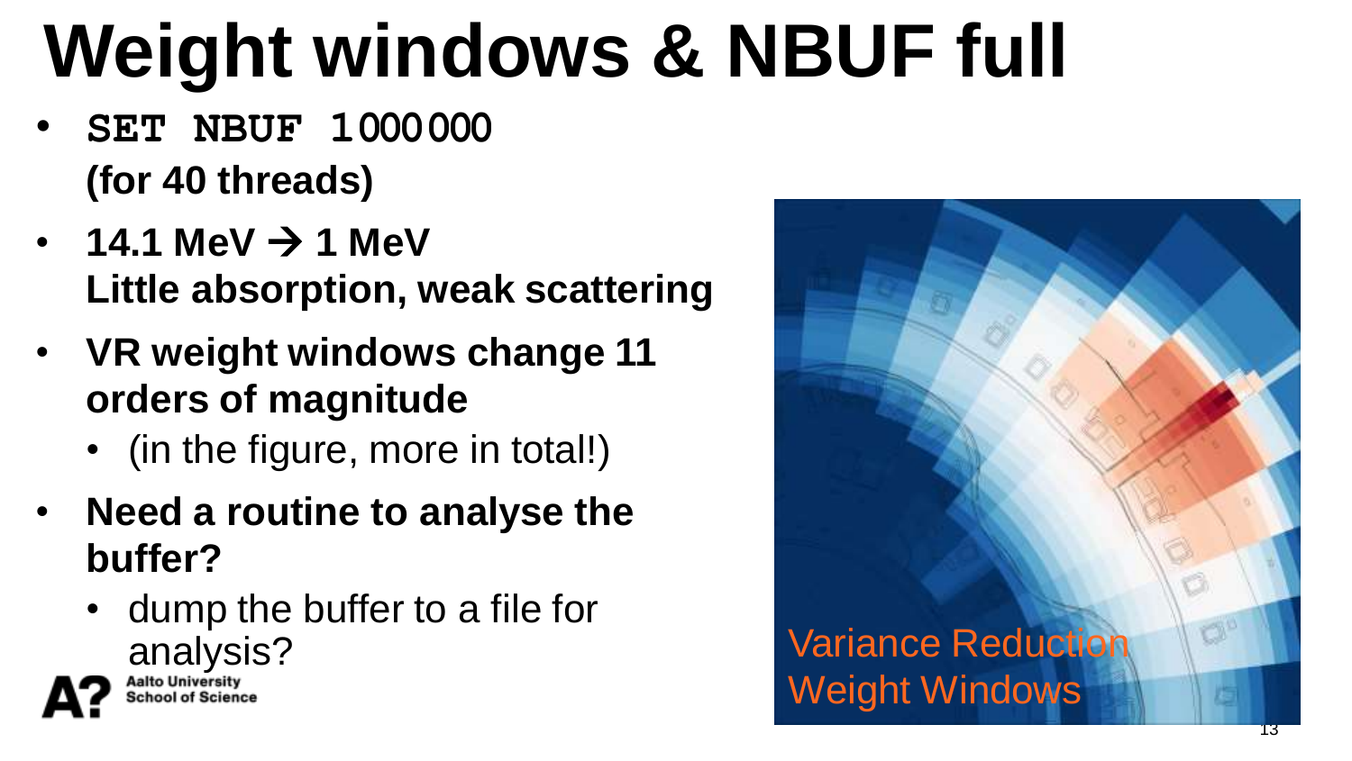# Weight windows & NBUF full

- **`SET NBUF 1000000`**
  **(for 40 threads)**
- **14.1 MeV → 1 MeV**
  **Little absorption, weak scattering**
- **VR weight windows change 11 orders of magnitude**
  - (in the figure, more in total!)
- **Need a routine to analyse the buffer?**
  - dump the buffer to a file for analysis?

Variance Reduction Weight Windows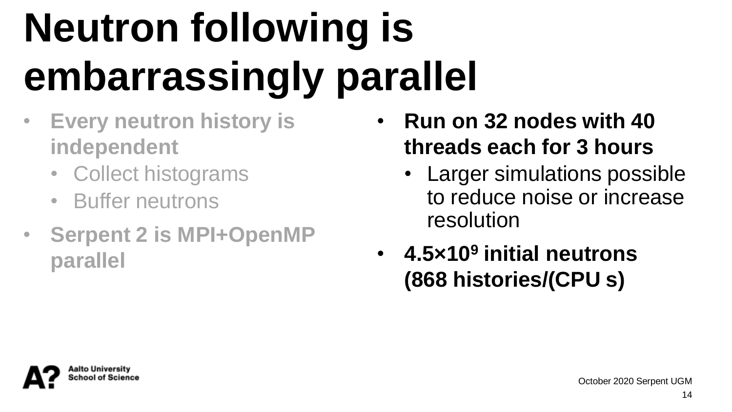# Neutron following is embarrassingly parallel

- **Every neutron history is independent**
  - Collect histograms
  - Buffer neutrons
- **Serpent 2 is MPI+OpenMP parallel**

- **Run on 32 nodes with 40 threads each for 3 hours**
  - Larger simulations possible to reduce noise or increase resolution
- **$4.5 \times 10^9$ initial neutrons (868 histories/(CPU s)**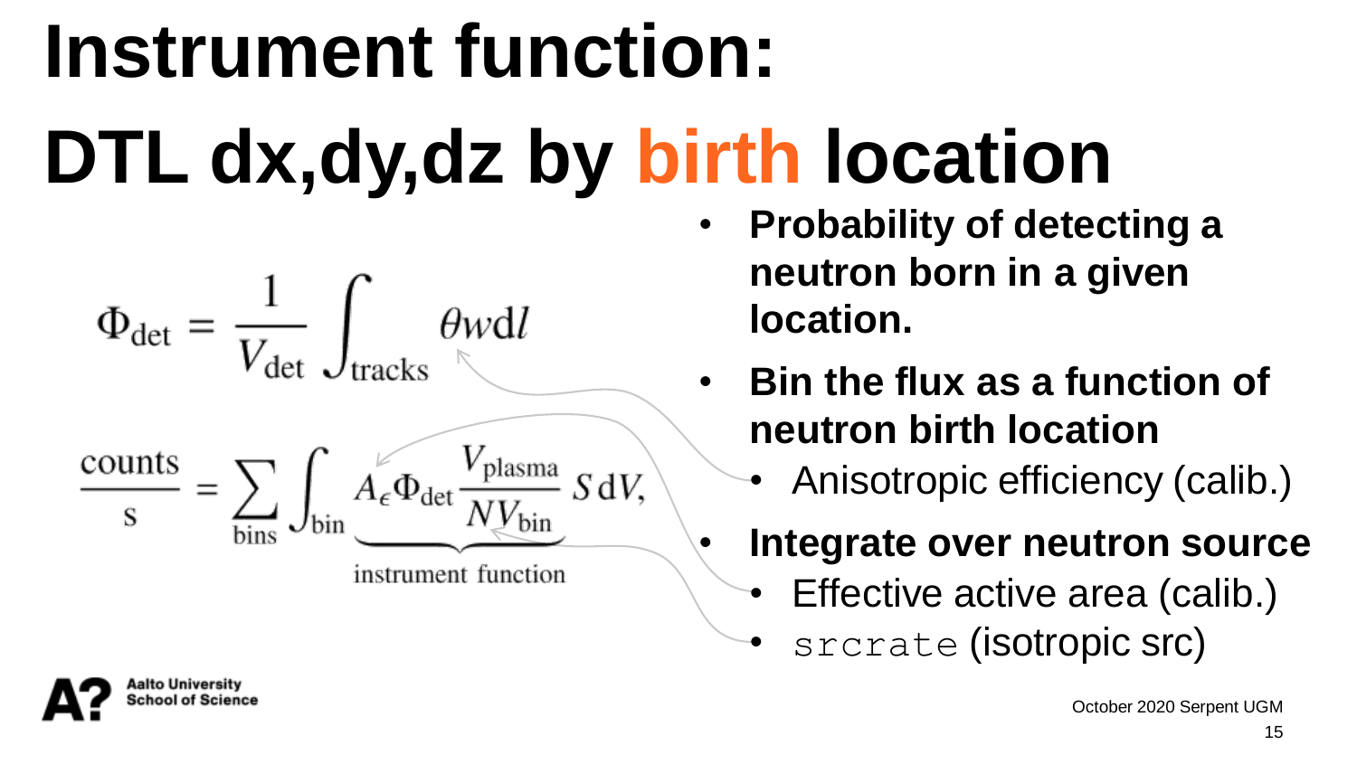# Instrument function: DTL dx,dy,dz by birth location

$$\Phi_{\text{det}} = \frac{1}{V_{\text{det}}} \int_{\text{tracks}} \theta w \, \mathrm{d}l$$

$$\frac{\text{counts}}{\text{s}} = \sum_{\text{bins}} \int_{\text{bin}} \underbrace{A_{\epsilon} \Phi_{\text{det}} \frac{V_{\text{plasma}}}{N V_{\text{bin}}}}_{\text{instrument function}} S \, \mathrm{d}V,$$

- **Probability of detecting a neutron born in a given location.**
- **Bin the flux as a function of neutron birth location**
  - Anisotropic efficiency (calib.)
- **Integrate over neutron source**
  - Effective active area (calib.)
  - `srcrate` (isotropic src)

October 2020 Serpent UGM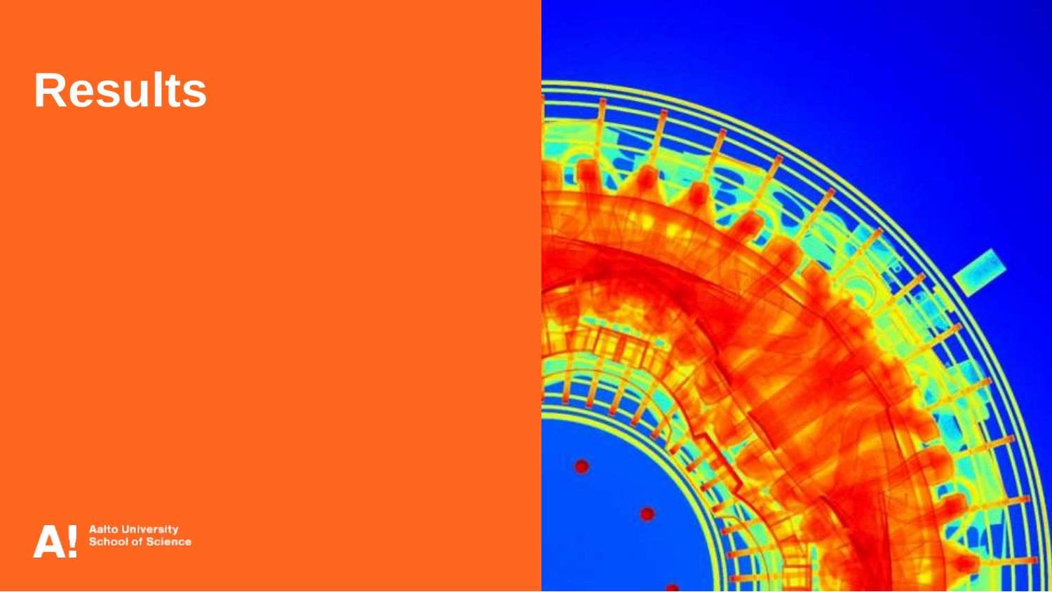# Results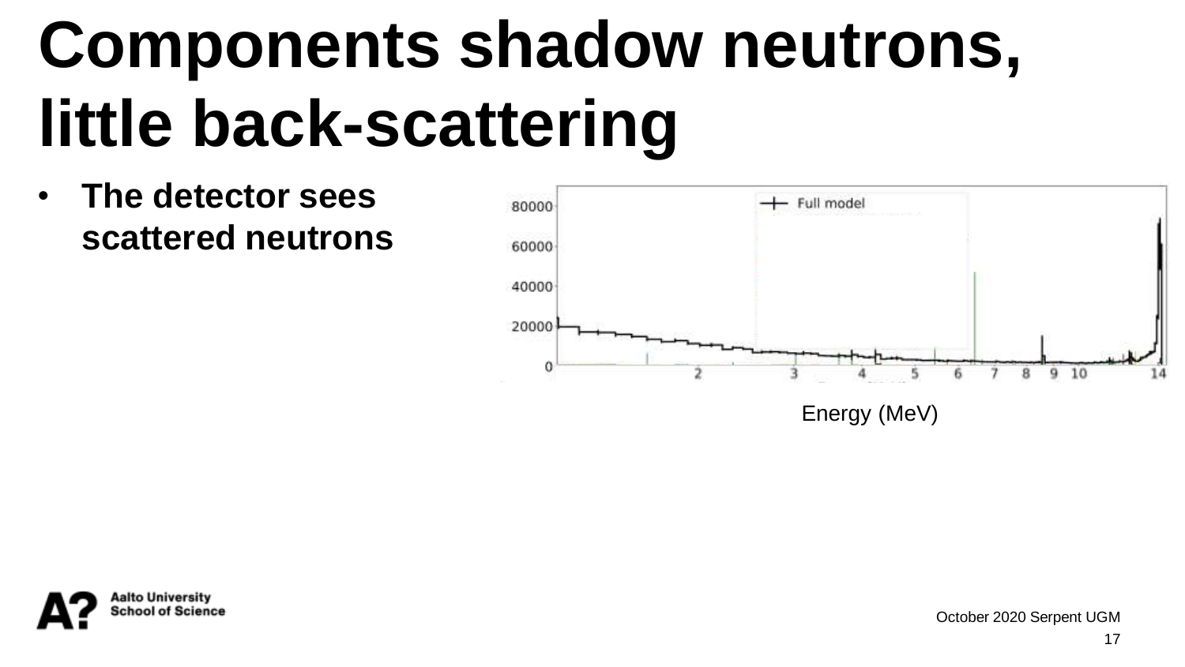# Components shadow neutrons, little back-scattering

- **The detector sees scattered neutrons**

Energy (MeV)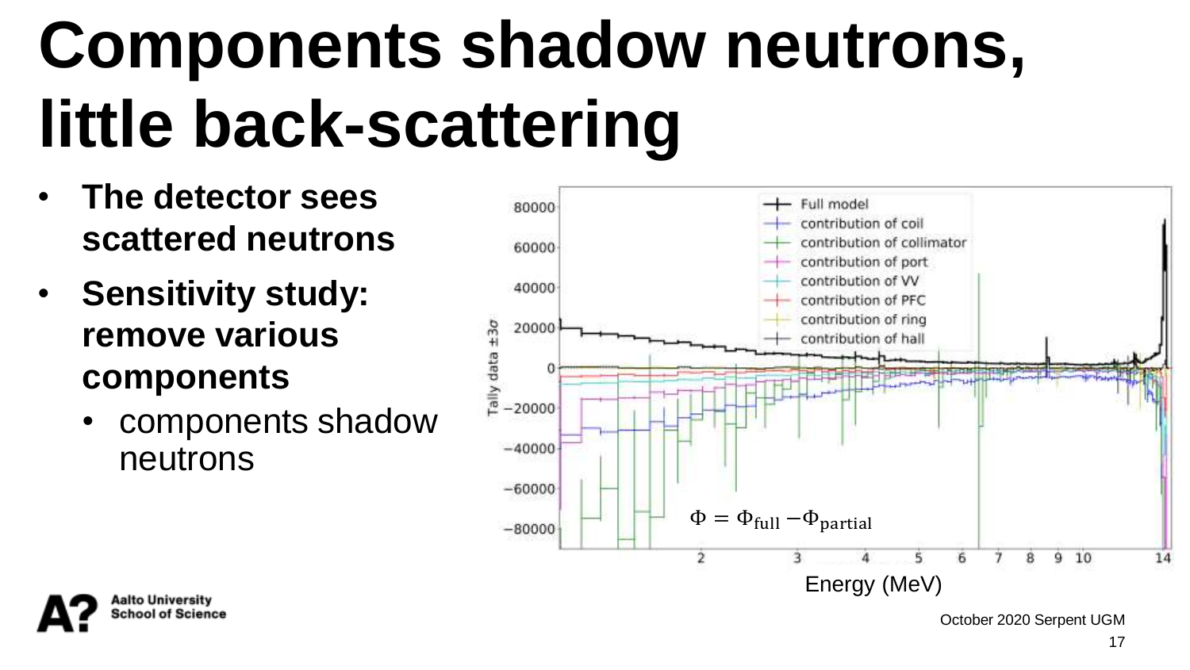# Components shadow neutrons, little back-scattering

- **The detector sees scattered neutrons**
- **Sensitivity study: remove various components**
  - components shadow neutrons

$$\Phi = \Phi_{\text{full}} - \Phi_{\text{partial}}$$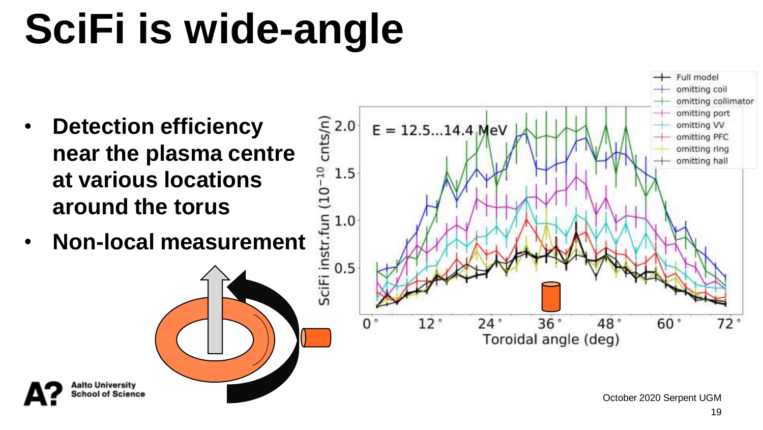# SciFi is wide-angle

- **Detection efficiency near the plasma centre at various locations around the torus**
- **Non-local measurement**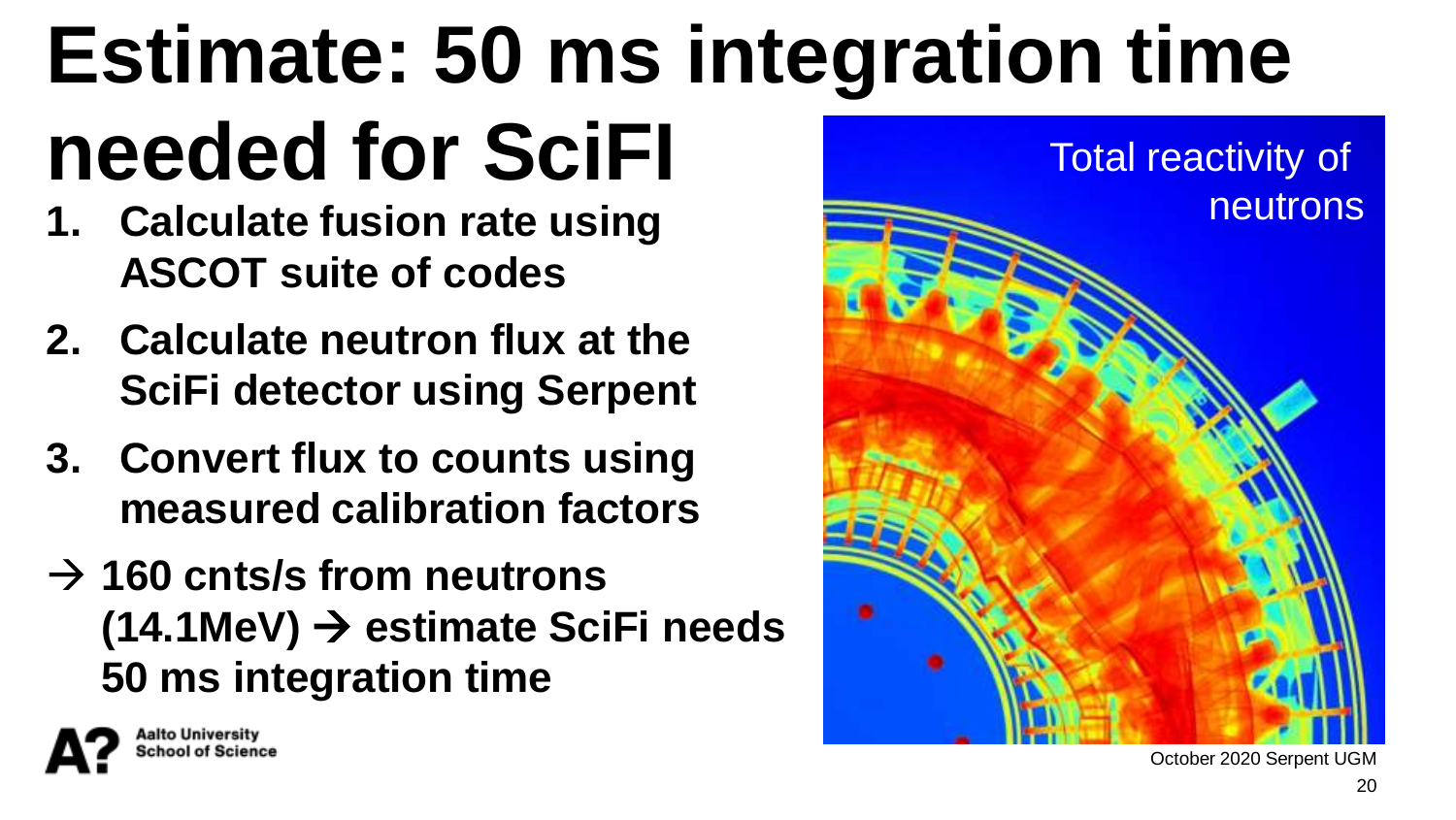# Estimate: 50 ms integration time needed for SciFI

1. **Calculate fusion rate using ASCOT suite of codes**
2. **Calculate neutron flux at the SciFi detector using Serpent**
3. **Convert flux to counts using measured calibration factors**

**→ 160 cnts/s from neutrons (14.1MeV) → estimate SciFi needs 50 ms integration time**

Total reactivity of neutrons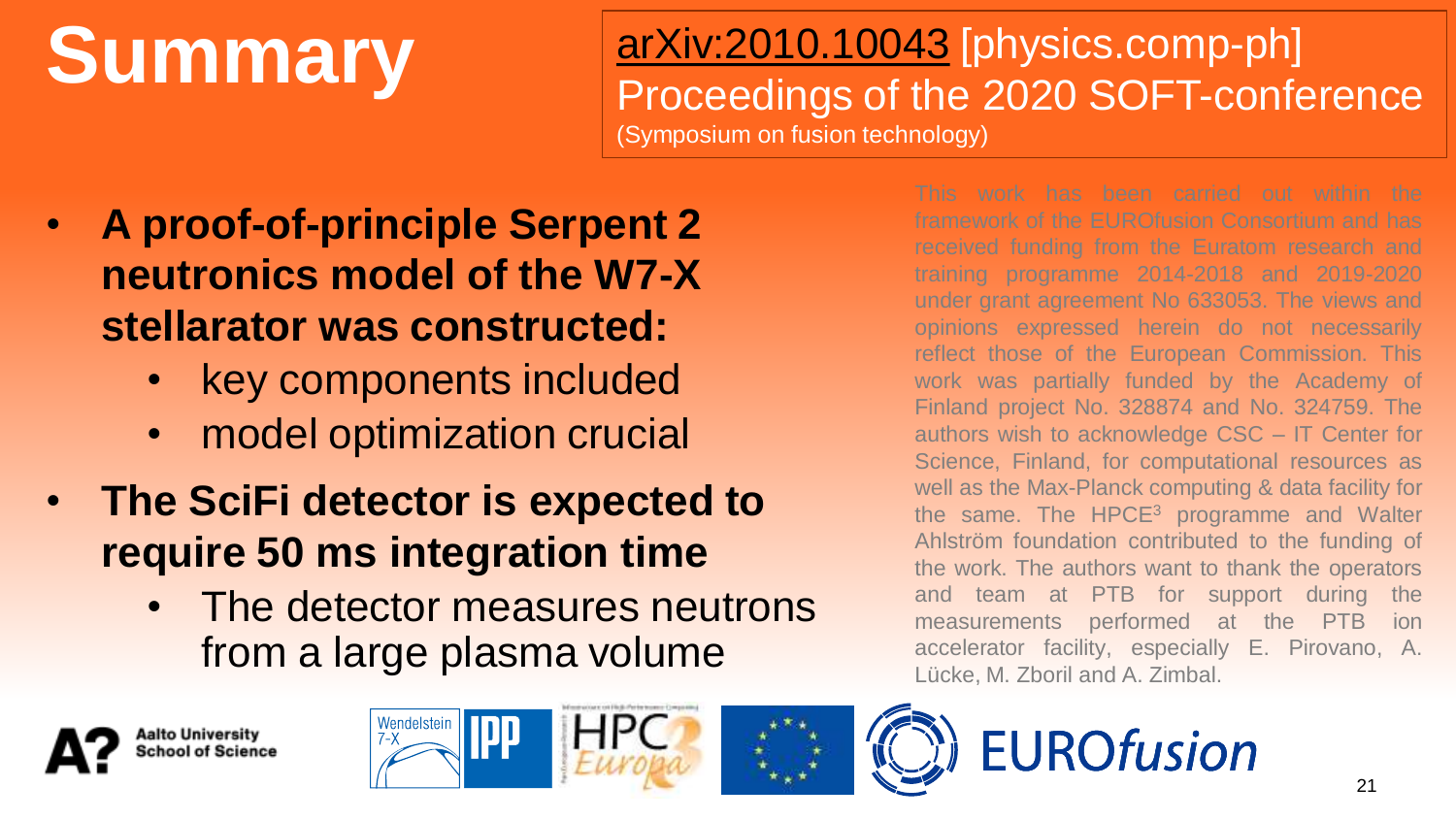# Summary

arXiv:2010.10043 [physics.comp-ph]
Proceedings of the 2020 SOFT-conference
(Symposium on fusion technology)

- **A proof-of-principle Serpent 2 neutronics model of the W7-X stellarator was constructed:**
  - key components included
  - model optimization crucial
- **The SciFi detector is expected to require 50 ms integration time**
  - The detector measures neutrons from a large plasma volume

This work has been carried out within the framework of the EUROfusion Consortium and has received funding from the Euratom research and training programme 2014-2018 and 2019-2020 under grant agreement No 633053. The views and opinions expressed herein do not necessarily reflect those of the European Commission. This work was partially funded by the Academy of Finland project No. 328874 and No. 324759. The authors wish to acknowledge CSC – IT Center for Science, Finland, for computational resources as well as the Max-Planck computing & data facility for the same. The HPCE[3] programme and Walter Ahlström foundation contributed to the funding of the work. The authors want to thank the operators and team at PTB for support during the measurements performed at the PTB ion accelerator facility, especially E. Pirovano, A. Lücke, M. Zboril and A. Zimbal.

Aalto University School of Science

Wendelstein 7-X

IPP

HPC Europa

EUROfusion